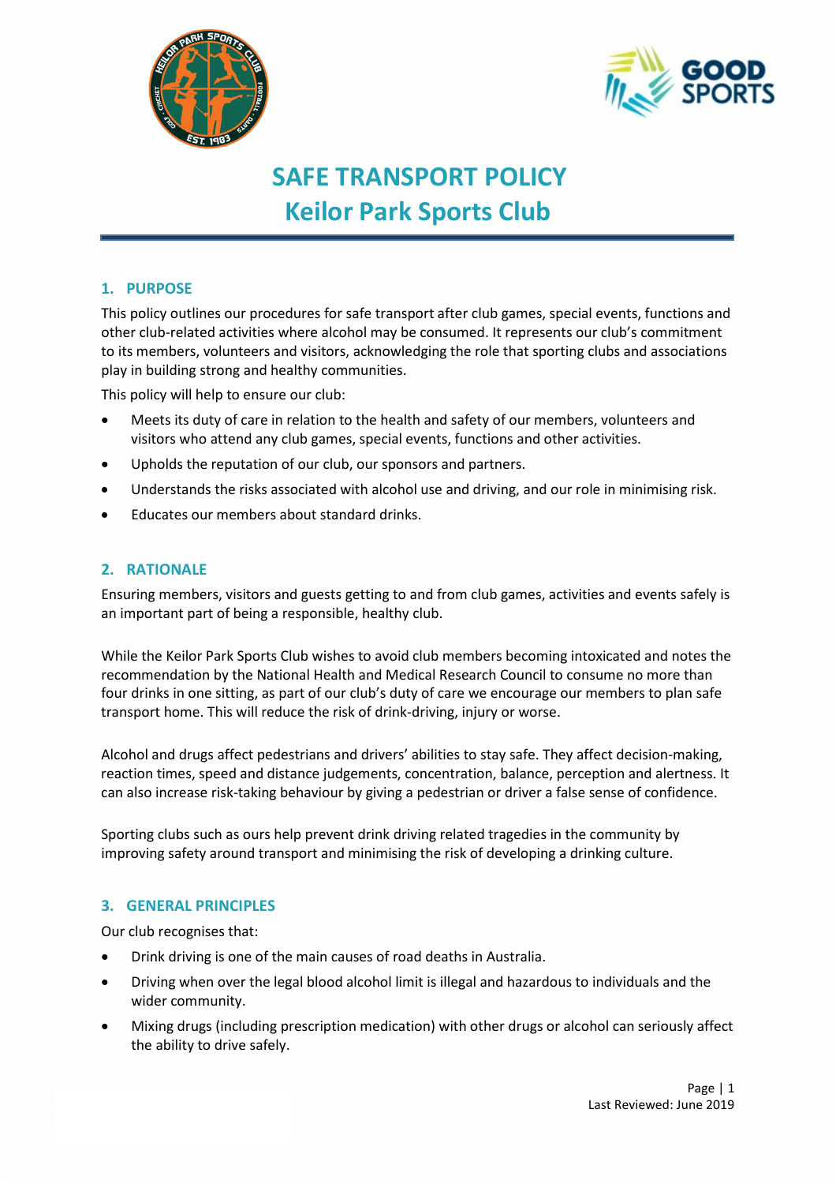# SAFE TRANSPORT POLICY
# Keilor Park Sports Club

## 1. PURPOSE

This policy outlines our procedures for safe transport after club games, special events, functions and other club-related activities where alcohol may be consumed. It represents our club's commitment to its members, volunteers and visitors, acknowledging the role that sporting clubs and associations play in building strong and healthy communities.

This policy will help to ensure our club:

- Meets its duty of care in relation to the health and safety of our members, volunteers and visitors who attend any club games, special events, functions and other activities.
- Upholds the reputation of our club, our sponsors and partners.
- Understands the risks associated with alcohol use and driving, and our role in minimising risk.
- Educates our members about standard drinks.

## 2. RATIONALE

Ensuring members, visitors and guests getting to and from club games, activities and events safely is an important part of being a responsible, healthy club.

While the Keilor Park Sports Club wishes to avoid club members becoming intoxicated and notes the recommendation by the National Health and Medical Research Council to consume no more than four drinks in one sitting, as part of our club's duty of care we encourage our members to plan safe transport home. This will reduce the risk of drink-driving, injury or worse.

Alcohol and drugs affect pedestrians and drivers' abilities to stay safe. They affect decision-making, reaction times, speed and distance judgements, concentration, balance, perception and alertness. It can also increase risk-taking behaviour by giving a pedestrian or driver a false sense of confidence.

Sporting clubs such as ours help prevent drink driving related tragedies in the community by improving safety around transport and minimising the risk of developing a drinking culture.

## 3. GENERAL PRINCIPLES

Our club recognises that:

- Drink driving is one of the main causes of road deaths in Australia.
- Driving when over the legal blood alcohol limit is illegal and hazardous to individuals and the wider community.
- Mixing drugs (including prescription medication) with other drugs or alcohol can seriously affect the ability to drive safely.

Last Reviewed: June 2019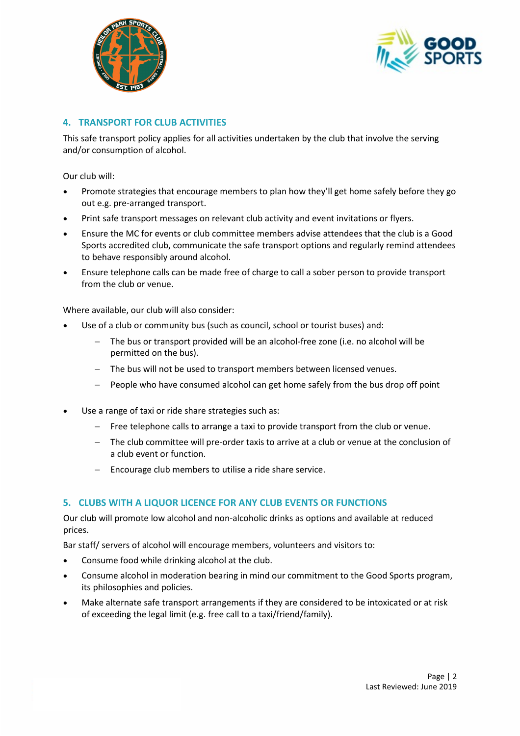## 4. TRANSPORT FOR CLUB ACTIVITIES

This safe transport policy applies for all activities undertaken by the club that involve the serving and/or consumption of alcohol.

Our club will:

- Promote strategies that encourage members to plan how they'll get home safely before they go out e.g. pre-arranged transport.
- Print safe transport messages on relevant club activity and event invitations or flyers.
- Ensure the MC for events or club committee members advise attendees that the club is a Good Sports accredited club, communicate the safe transport options and regularly remind attendees to behave responsibly around alcohol.
- Ensure telephone calls can be made free of charge to call a sober person to provide transport from the club or venue.

Where available, our club will also consider:

- Use of a club or community bus (such as council, school or tourist buses) and:
  - The bus or transport provided will be an alcohol-free zone (i.e. no alcohol will be permitted on the bus).
  - The bus will not be used to transport members between licensed venues.
  - People who have consumed alcohol can get home safely from the bus drop off point
- Use a range of taxi or ride share strategies such as:
  - Free telephone calls to arrange a taxi to provide transport from the club or venue.
  - The club committee will pre-order taxis to arrive at a club or venue at the conclusion of a club event or function.
  - Encourage club members to utilise a ride share service.

## 5. CLUBS WITH A LIQUOR LICENCE FOR ANY CLUB EVENTS OR FUNCTIONS

Our club will promote low alcohol and non-alcoholic drinks as options and available at reduced prices.

Bar staff/ servers of alcohol will encourage members, volunteers and visitors to:

- Consume food while drinking alcohol at the club.
- Consume alcohol in moderation bearing in mind our commitment to the Good Sports program, its philosophies and policies.
- Make alternate safe transport arrangements if they are considered to be intoxicated or at risk of exceeding the legal limit (e.g. free call to a taxi/friend/family).

Last Reviewed: June 2019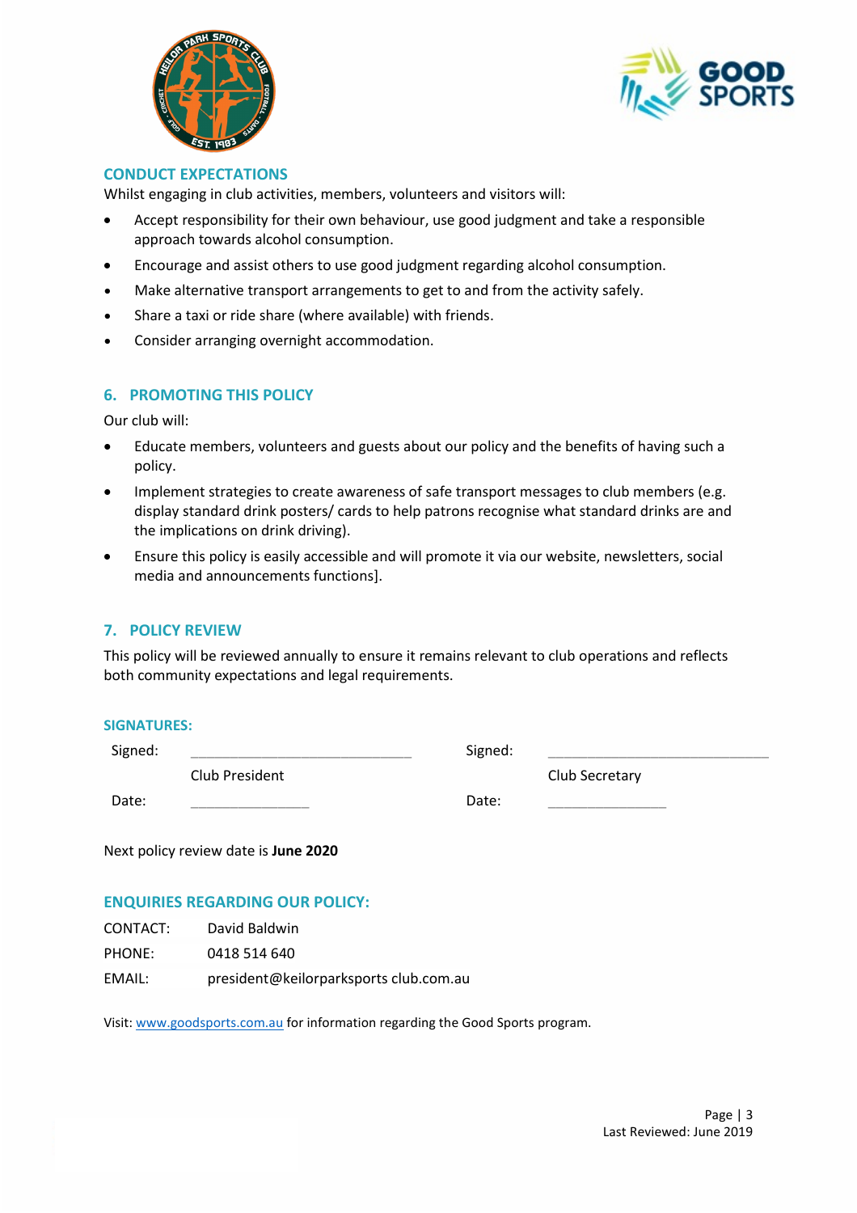## CONDUCT EXPECTATIONS

Whilst engaging in club activities, members, volunteers and visitors will:

- Accept responsibility for their own behaviour, use good judgment and take a responsible approach towards alcohol consumption.
- Encourage and assist others to use good judgment regarding alcohol consumption.
- Make alternative transport arrangements to get to and from the activity safely.
- Share a taxi or ride share (where available) with friends.
- Consider arranging overnight accommodation.

## 6. PROMOTING THIS POLICY

Our club will:

- Educate members, volunteers and guests about our policy and the benefits of having such a policy.
- Implement strategies to create awareness of safe transport messages to club members (e.g. display standard drink posters/ cards to help patrons recognise what standard drinks are and the implications on drink driving).
- Ensure this policy is easily accessible and will promote it via our website, newsletters, social media and announcements functions].

## 7. POLICY REVIEW

This policy will be reviewed annually to ensure it remains relevant to club operations and reflects both community expectations and legal requirements.

## SIGNATURES:

| | | | |
|---|---|---|---|
| Signed: | ______________________________ | Signed: | ______________________________ |
| | Club President | | Club Secretary |
| Date: | ________________ | Date: | ________________ |

Next policy review date is **June 2020**

## ENQUIRIES REGARDING OUR POLICY:

| | |
|---|---|
| CONTACT: | David Baldwin |
| PHONE: | 0418 514 640 |
| EMAIL: | president@keilorparksports club.com.au |

Visit: www.goodsports.com.au for information regarding the Good Sports program.

Last Reviewed: June 2019